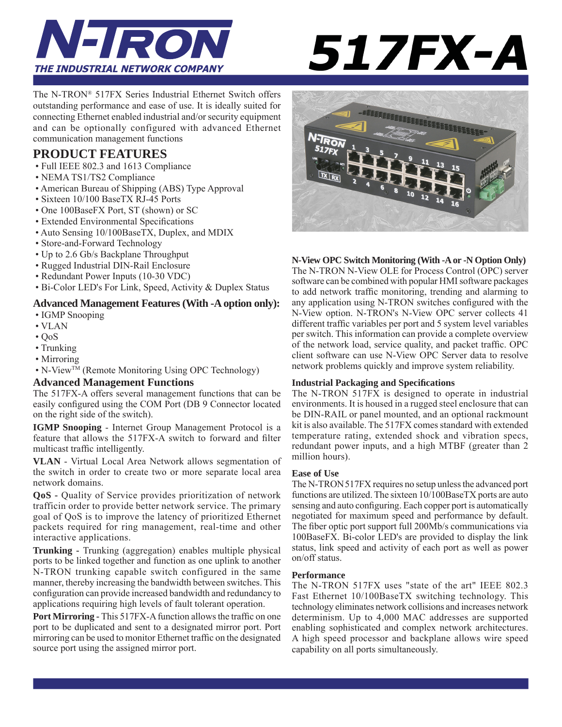# N-TRON

**THE INDUSTRIAL NETWORK COMPANY**

# 517FX-A

The N-TRON® 517FX Series Industrial Ethernet Switch offers outstanding performance and ease of use. It is ideally suited for connecting Ethernet enabled industrial and/or security equipment and can be optionally configured with advanced Ethernet communication management functions

## PRODUCT FEATURES

- Full IEEE 802.3 and 1613 Compliance
- NEMA TS1/TS2 Compliance
- American Bureau of Shipping (ABS) Type Approval
- Sixteen 10/100 BaseTX RJ-45 Ports
- One 100BaseFX Port, ST (shown) or SC
- Extended Environmental Specifications
- Auto Sensing 10/100BaseTX, Duplex, and MDIX
- Store-and-Forward Technology
- Up to 2.6 Gb/s Backplane Throughput
- Rugged Industrial DIN-Rail Enclosure
- Redundant Power Inputs (10-30 VDC)
- Bi-Color LED's For Link, Speed, Activity & Duplex Status

### Advanced Management Features (With -A option only):

- IGMP Snooping
- VLAN
- QoS
- Trunking
- Mirroring
- N-View™ (Remote Monitoring Using OPC Technology)

### Advanced Management Functions

The 517FX-A offers several management functions that can be easily configured using the COM Port (DB 9 Connector located on the right side of the switch).

**IGMP Snooping** - Internet Group Management Protocol is a feature that allows the 517FX-A switch to forward and filter multicast traffic intelligently.

**VLAN** - Virtual Local Area Network allows segmentation of the switch in order to create two or more separate local area network domains.

**QoS** - Quality of Service provides prioritization of network trafficin order to provide better network service. The primary goal of QoS is to improve the latency of prioritized Ethernet packets required for ring management, real-time and other interactive applications.

**Trunking** - Trunking (aggregation) enables multiple physical ports to be linked together and function as one uplink to another N-TRON trunking capable switch configured in the same manner, thereby increasing the bandwidth between switches. This configuration can provide increased bandwidth and redundancy to applications requiring high levels of fault tolerant operation.

**Port Mirroring** - This 517FX-A function allows the traffic on one port to be duplicated and sent to a designated mirror port. Port mirroring can be used to monitor Ethernet traffic on the designated source port using the assigned mirror port.

### N-View OPC Switch Monitoring (With -A or -N Option Only)

The N-TRON N-View OLE for Process Control (OPC) server software can be combined with popular HMI software packages to add network traffic monitoring, trending and alarming to any application using N-TRON switches configured with the N-View option. N-TRON's N-View OPC server collects 41 different traffic variables per port and 5 system level variables per switch. This information can provide a complete overview of the network load, service quality, and packet traffic. OPC client software can use N-View OPC Server data to resolve network problems quickly and improve system reliability.

### Industrial Packaging and Specifications

The N-TRON 517FX is designed to operate in industrial environments. It is housed in a rugged steel enclosure that can be DIN-RAIL or panel mounted, and an optional rackmount kit is also available. The 517FX comes standard with extended temperature rating, extended shock and vibration specs, redundant power inputs, and a high MTBF (greater than 2 million hours).

### Ease of Use

The N-TRON 517FX requires no setup unless the advanced port functions are utilized. The sixteen 10/100BaseTX ports are auto sensing and auto configuring. Each copper port is automatically negotiated for maximum speed and performance by default. The fiber optic port support full 200Mb/s communications via 100BaseFX. Bi-color LED's are provided to display the link status, link speed and activity of each port as well as power on/off status.

### Performance

The N-TRON 517FX uses "state of the art" IEEE 802.3 Fast Ethernet 10/100BaseTX switching technology. This technology eliminates network collisions and increases network determinism. Up to 4,000 MAC addresses are supported enabling sophisticated and complex network architectures. A high speed processor and backplane allows wire speed capability on all ports simultaneously.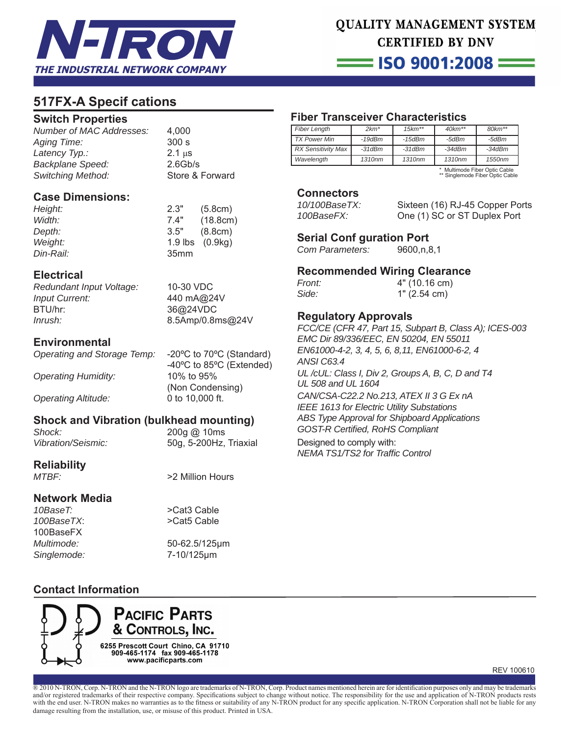N-TRON
THE INDUSTRIAL NETWORK COMPANY

QUALITY MANAGEMENT SYSTEM
CERTIFIED BY DNV
ISO 9001:2008

# 517FX-A Specifications

## Switch Properties

| | |
|---|---|
| *Number of MAC Addresses:* | 4,000 |
| *Aging Time:* | 300 s |
| *Latency Typ.:* | 2.1 µs |
| *Backplane Speed:* | 2.6Gb/s |
| *Switching Method:* | Store & Forward |

## Case Dimensions:

| | | |
|---|---|---|
| *Height:* | 2.3" | (5.8cm) |
| *Width:* | 7.4" | (18.8cm) |
| *Depth:* | 3.5" | (8.8cm) |
| *Weight:* | 1.9 lbs | (0.9kg) |
| *Din-Rail:* | 35mm | |

## Electrical

| | |
|---|---|
| *Redundant Input Voltage:* | 10-30 VDC |
| *Input Current:* | 440 mA@24V |
| BTU/hr: | 36@24VDC |
| *Inrush:* | 8.5Amp/0.8ms@24V |

## Environmental

| | |
|---|---|
| *Operating and Storage Temp:* | -20ºC to 70ºC (Standard)<br>-40ºC to 85ºC (Extended) |
| *Operating Humidity:* | 10% to 95%<br>(Non Condensing) |
| *Operating Altitude:* | 0 to 10,000 ft. |

## Shock and Vibration (bulkhead mounting)

| | |
|---|---|
| *Shock:* | 200g @ 10ms |
| *Vibration/Seismic:* | 50g, 5-200Hz, Triaxial |

## Reliability

| | |
|---|---|
| *MTBF:* | >2 Million Hours |

## Network Media

| | |
|---|---|
| *10BaseT:* | >Cat3 Cable |
| *100BaseTX:* | >Cat5 Cable |
| 100BaseFX | |
| *Multimode:* | 50-62.5/125µm |
| *Singlemode:* | 7-10/125µm |

## Fiber Transceiver Characteristics

| *Fiber Length* | *2km\** | *15km\*\** | *40km\*\** | *80km\*\** |
|---|---|---|---|---|
| *TX Power Min* | *-19dBm* | *-15dBm* | *-5dBm* | *-5dBm* |
| *RX Sensitivity Max* | *-31dBm* | *-31dBm* | *-34dBm* | *-34dBm* |
| *Wavelength* | *1310nm* | *1310nm* | *1310nm* | *1550nm* |

\* Multimode Fiber Optic Cable
\*\* Singlemode Fiber Optic Cable

## Connectors

| | |
|---|---|
| *10/100BaseTX:* | Sixteen (16) RJ-45 Copper Ports |
| *100BaseFX:* | One (1) SC or ST Duplex Port |

## Serial Configuration Port

| | |
|---|---|
| *Com Parameters:* | 9600,n,8,1 |

## Recommended Wiring Clearance

| | |
|---|---|
| *Front:* | 4" (10.16 cm) |
| *Side:* | 1" (2.54 cm) |

## Regulatory Approvals

*FCC/CE (CFR 47, Part 15, Subpart B, Class A); ICES-003*
*EMC Dir 89/336/EEC, EN 50204, EN 55011*
*EN61000-4-2, 3, 4, 5, 6, 8,11, EN61000-6-2, 4*
*ANSI C63.4*
*UL /cUL: Class I, Div 2, Groups A, B, C, D and T4*
*UL 508 and UL 1604*
*CAN/CSA-C22.2 No.213, ATEX II 3 G Ex nA*
*IEEE 1613 for Electric Utility Substations*
*ABS Type Approval for Shipboard Applications*
*GOST-R Certified, RoHS Compliant*

Designed to comply with:
*NEMA TS1/TS2 for Traffic Control*

## Contact Information

**PACIFIC PARTS & CONTROLS, INC.**
6255 Prescott Court Chino, CA 91710
909-465-1174 fax 909-465-1178
www.pacificparts.com

REV 100610

® 2010 N-TRON, Corp. N-TRON and the N-TRON logo are trademarks of N-TRON, Corp. Product names mentioned herein are for identification purposes only and may be trademarks and/or registered trademarks of their respective company. Specifications subject to change without notice. The responsibility for the use and application of N-TRON products rests with the end user. N-TRON makes no warranties as to the fitness or suitability of any N-TRON product for any specific application. N-TRON Corporation shall not be liable for any damage resulting from the installation, use, or misuse of this product. Printed in USA.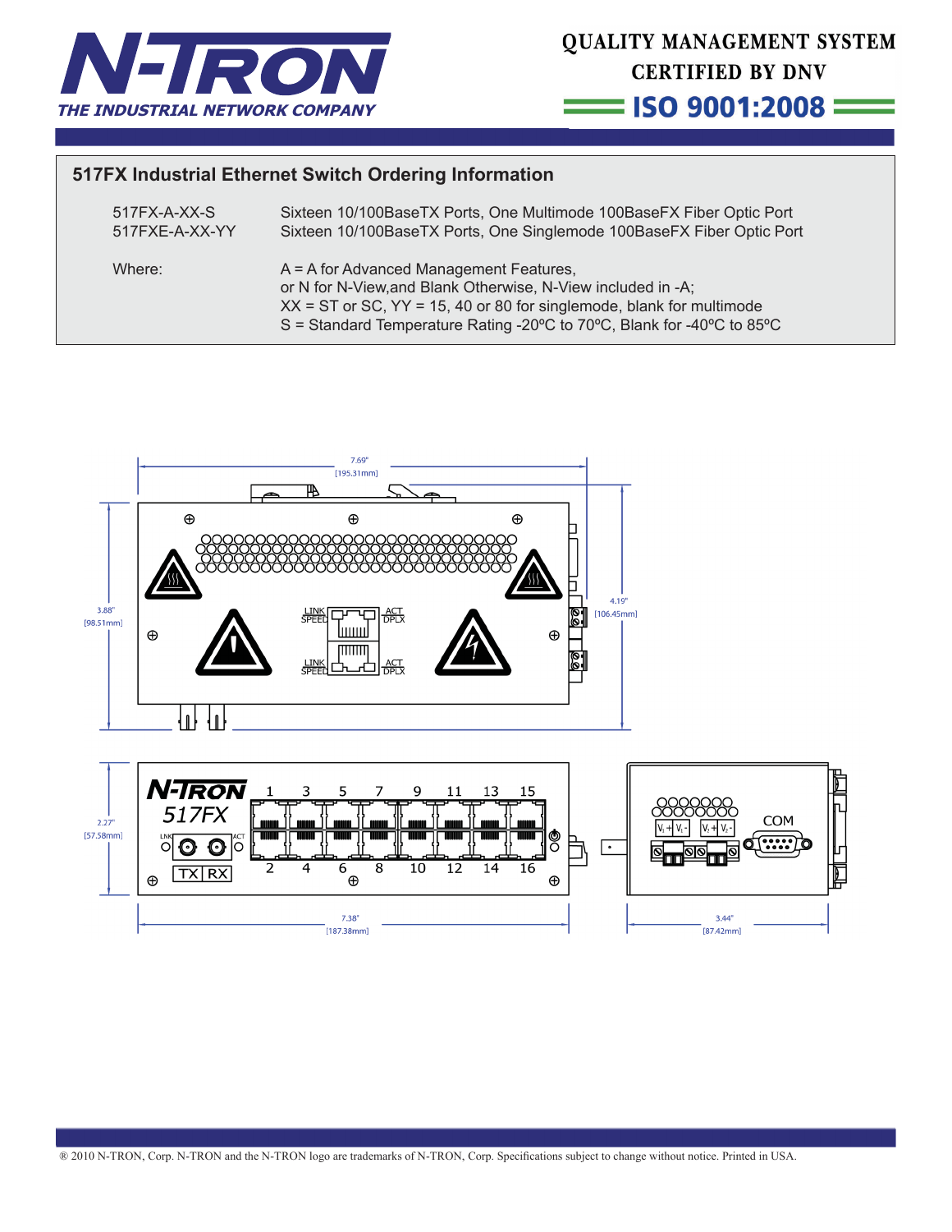## 517FX Industrial Ethernet Switch Ordering Information

| | |
|---|---|
| 517FX-A-XX-S | Sixteen 10/100BaseTX Ports, One Multimode 100BaseFX Fiber Optic Port |
| 517FXE-A-XX-YY | Sixteen 10/100BaseTX Ports, One Singlemode 100BaseFX Fiber Optic Port |
| Where: | A = A for Advanced Management Features, or N for N-View,and Blank Otherwise, N-View included in -A; XX = ST or SC, YY = 15, 40 or 80 for singlemode, blank for multimode S = Standard Temperature Rating -20ºC to 70ºC, Blank for -40ºC to 85ºC |

7.69"
[195.31mm]

3.88"
[98.51mm]

4.19"
[106.45mm]

LINK
SPEED

ACT
DPLX

LINK
SPEED

ACT
DPLX

N-TRON
517FX

1 3 5 7 9 11 13 15

2 4 6 8 10 12 14 16

LNK ACT

TX RX

2.27"
[57.58mm]

7.38"
[187.38mm]

COM

3.44"
[87.42mm]

® 2010 N-TRON, Corp. N-TRON and the N-TRON logo are trademarks of N-TRON, Corp. Specifications subject to change without notice. Printed in USA.